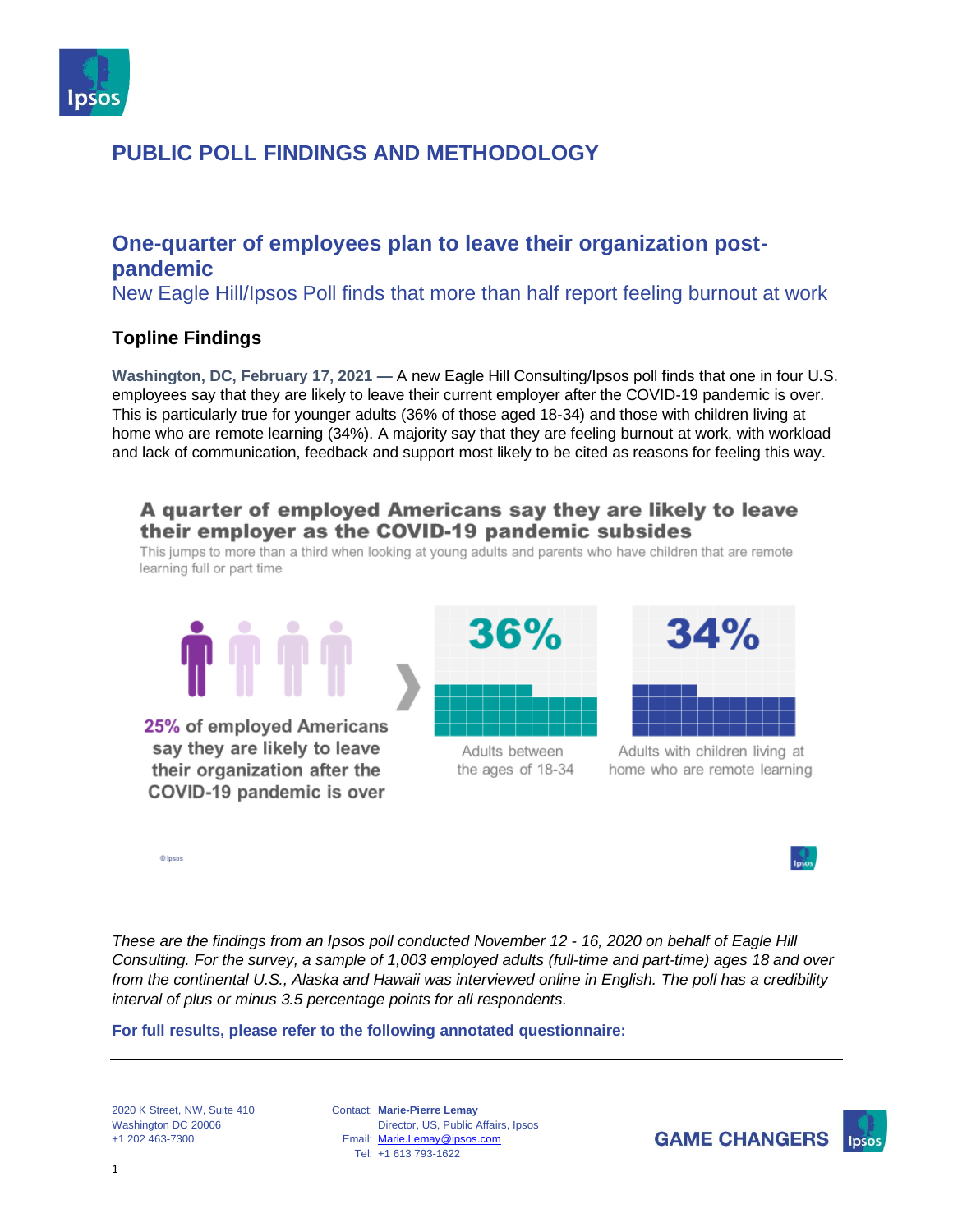# PUBLIC POLL FINDINGS AND METHODOLOGY

## One-quarter of employees plan to leave their organization post-pandemic

New Eagle Hill/Ipsos Poll finds that more than half report feeling burnout at work

### Topline Findings

**Washington, DC, February 17, 2021 —** A new Eagle Hill Consulting/Ipsos poll finds that one in four U.S. employees say that they are likely to leave their current employer after the COVID-19 pandemic is over. This is particularly true for younger adults (36% of those aged 18-34) and those with children living at home who are remote learning (34%). A majority say that they are feeling burnout at work, with workload and lack of communication, feedback and support most likely to be cited as reasons for feeling this way.

**A quarter of employed Americans say they are likely to leave their employer as the COVID-19 pandemic subsides**

This jumps to more than a third when looking at young adults and parents who have children that are remote learning full or part time

**25%** of employed Americans say they are likely to leave their organization after the COVID-19 pandemic is over

**36%** Adults between the ages of 18-34

**34%** Adults with children living at home who are remote learning

© Ipsos

*These are the findings from an Ipsos poll conducted November 12 - 16, 2020 on behalf of Eagle Hill Consulting. For the survey, a sample of 1,003 employed adults (full-time and part-time) ages 18 and over from the continental U.S., Alaska and Hawaii was interviewed online in English. The poll has a credibility interval of plus or minus 3.5 percentage points for all respondents.*

**For full results, please refer to the following annotated questionnaire:**

---

2020 K Street, NW, Suite 410
Washington DC 20006
+1 202 463-7300

Contact: **Marie-Pierre Lemay**
Director, US, Public Affairs, Ipsos
Email: Marie.Lemay@ipsos.com
Tel: +1 613 793-1622

GAME CHANGERS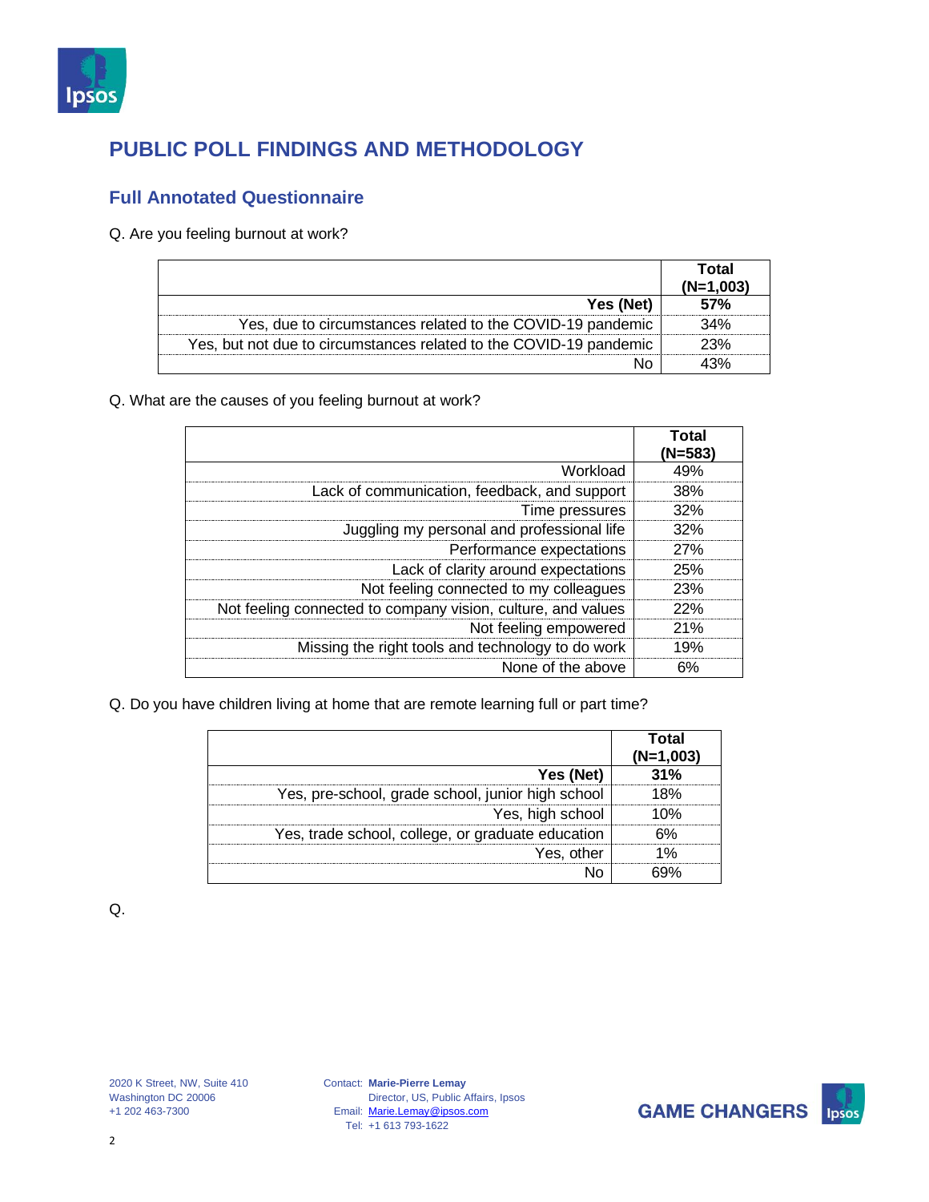## PUBLIC POLL FINDINGS AND METHODOLOGY

### Full Annotated Questionnaire

Q. Are you feeling burnout at work?

| | Total (N=1,003) |
|---|---|
| **Yes (Net)** | **57%** |
| Yes, due to circumstances related to the COVID-19 pandemic | 34% |
| Yes, but not due to circumstances related to the COVID-19 pandemic | 23% |
| No | 43% |

Q. What are the causes of you feeling burnout at work?

| | Total (N=583) |
|---|---|
| Workload | 49% |
| Lack of communication, feedback, and support | 38% |
| Time pressures | 32% |
| Juggling my personal and professional life | 32% |
| Performance expectations | 27% |
| Lack of clarity around expectations | 25% |
| Not feeling connected to my colleagues | 23% |
| Not feeling connected to company vision, culture, and values | 22% |
| Not feeling empowered | 21% |
| Missing the right tools and technology to do work | 19% |
| None of the above | 6% |

Q. Do you have children living at home that are remote learning full or part time?

| | Total (N=1,003) |
|---|---|
| **Yes (Net)** | **31%** |
| Yes, pre-school, grade school, junior high school | 18% |
| Yes, high school | 10% |
| Yes, trade school, college, or graduate education | 6% |
| Yes, other | 1% |
| No | 69% |

Q.

2020 K Street, NW, Suite 410
Washington DC 20006
+1 202 463-7300

Contact: **Marie-Pierre Lemay**
Director, US, Public Affairs, Ipsos
Email: Marie.Lemay@ipsos.com
Tel: +1 613 793-1622

**GAME CHANGERS**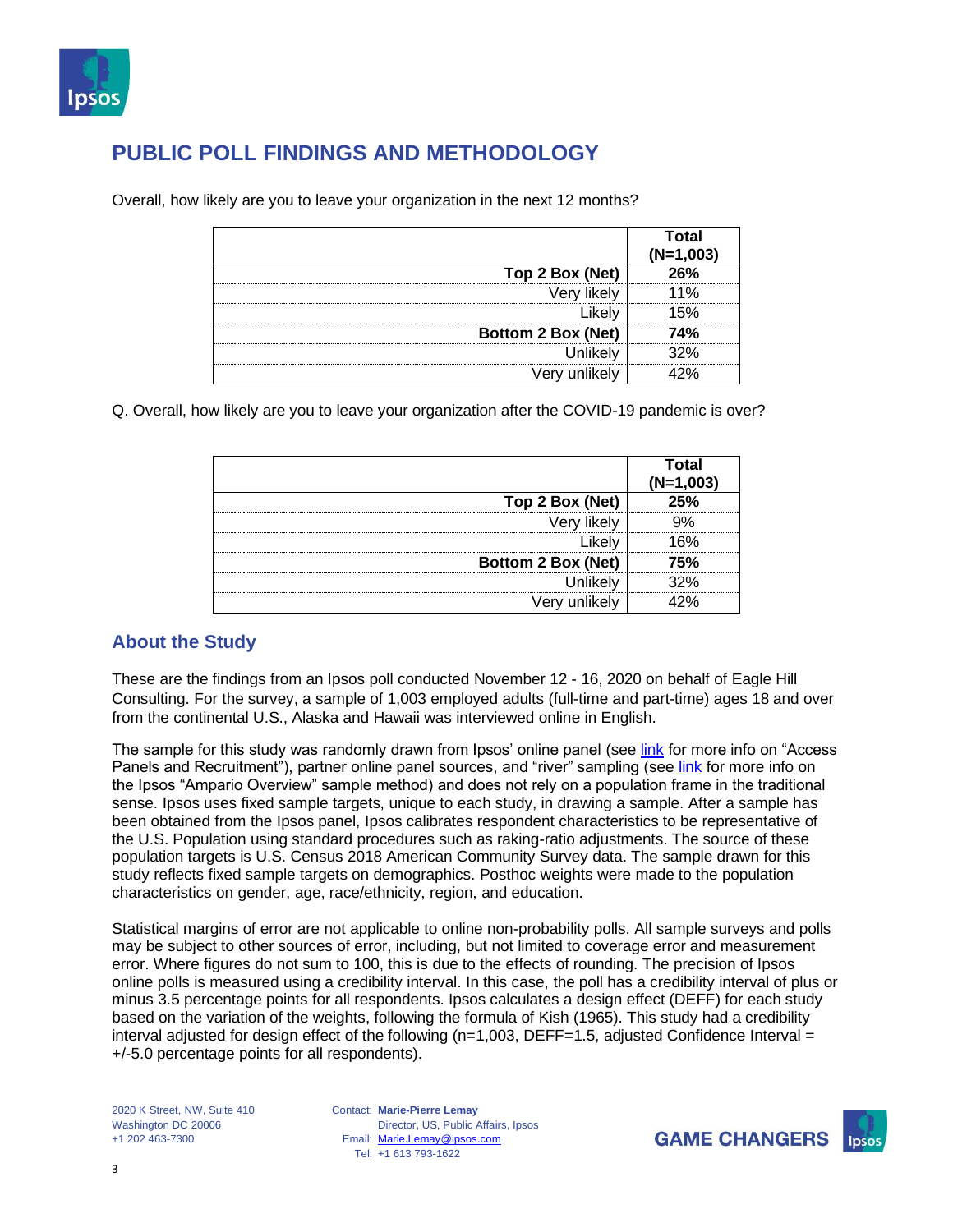## PUBLIC POLL FINDINGS AND METHODOLOGY

Overall, how likely are you to leave your organization in the next 12 months?

| | Total (N=1,003) |
|---|---|
| **Top 2 Box (Net)** | **26%** |
| Very likely | 11% |
| Likely | 15% |
| **Bottom 2 Box (Net)** | **74%** |
| Unlikely | 32% |
| Very unlikely | 42% |

Q. Overall, how likely are you to leave your organization after the COVID-19 pandemic is over?

| | Total (N=1,003) |
|---|---|
| **Top 2 Box (Net)** | **25%** |
| Very likely | 9% |
| Likely | 16% |
| **Bottom 2 Box (Net)** | **75%** |
| Unlikely | 32% |
| Very unlikely | 42% |

### About the Study

These are the findings from an Ipsos poll conducted November 12 - 16, 2020 on behalf of Eagle Hill Consulting. For the survey, a sample of 1,003 employed adults (full-time and part-time) ages 18 and over from the continental U.S., Alaska and Hawaii was interviewed online in English.

The sample for this study was randomly drawn from Ipsos' online panel (see link for more info on "Access Panels and Recruitment"), partner online panel sources, and "river" sampling (see link for more info on the Ipsos "Ampario Overview" sample method) and does not rely on a population frame in the traditional sense. Ipsos uses fixed sample targets, unique to each study, in drawing a sample. After a sample has been obtained from the Ipsos panel, Ipsos calibrates respondent characteristics to be representative of the U.S. Population using standard procedures such as raking-ratio adjustments. The source of these population targets is U.S. Census 2018 American Community Survey data. The sample drawn for this study reflects fixed sample targets on demographics. Posthoc weights were made to the population characteristics on gender, age, race/ethnicity, region, and education.

Statistical margins of error are not applicable to online non-probability polls. All sample surveys and polls may be subject to other sources of error, including, but not limited to coverage error and measurement error. Where figures do not sum to 100, this is due to the effects of rounding. The precision of Ipsos online polls is measured using a credibility interval. In this case, the poll has a credibility interval of plus or minus 3.5 percentage points for all respondents. Ipsos calculates a design effect (DEFF) for each study based on the variation of the weights, following the formula of Kish (1965). This study had a credibility interval adjusted for design effect of the following (n=1,003, DEFF=1.5, adjusted Confidence Interval = +/-5.0 percentage points for all respondents).

2020 K Street, NW, Suite 410
Washington DC 20006
+1 202 463-7300

Contact: **Marie-Pierre Lemay**
Director, US, Public Affairs, Ipsos
Email: Marie.Lemay@ipsos.com
Tel: +1 613 793-1622

**GAME CHANGERS**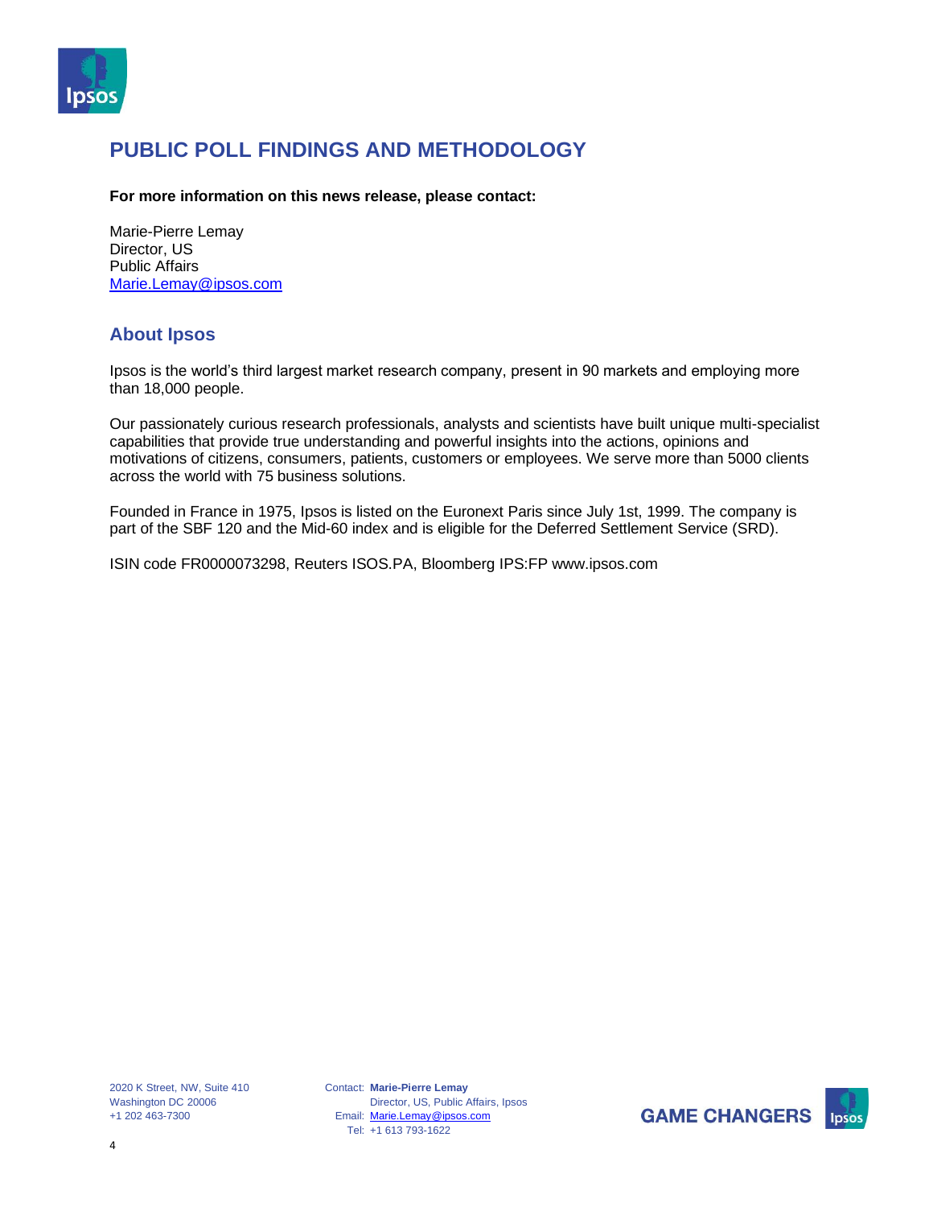# PUBLIC POLL FINDINGS AND METHODOLOGY

**For more information on this news release, please contact:**

Marie-Pierre Lemay
Director, US
Public Affairs
Marie.Lemay@ipsos.com

## About Ipsos

Ipsos is the world's third largest market research company, present in 90 markets and employing more than 18,000 people.

Our passionately curious research professionals, analysts and scientists have built unique multi-specialist capabilities that provide true understanding and powerful insights into the actions, opinions and motivations of citizens, consumers, patients, customers or employees. We serve more than 5000 clients across the world with 75 business solutions.

Founded in France in 1975, Ipsos is listed on the Euronext Paris since July 1st, 1999. The company is part of the SBF 120 and the Mid-60 index and is eligible for the Deferred Settlement Service (SRD).

ISIN code FR0000073298, Reuters ISOS.PA, Bloomberg IPS:FP www.ipsos.com